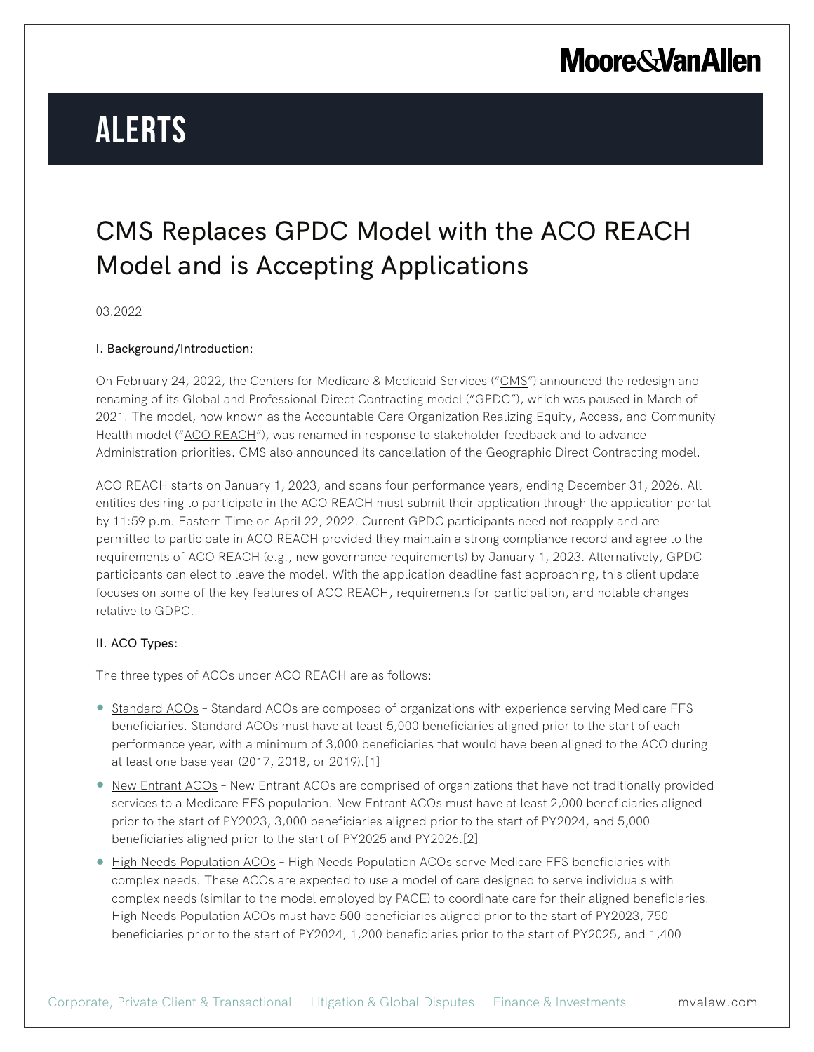# ALERTS

## CMS Replaces GPDC Model with the ACO REACH Model and is Accepting Applications

03.2022

### I. Background/Introduction:

On February 24, 2022, the Centers for Medicare & Medicaid Services ("CMS") announced the redesign and renaming of its Global and Professional Direct Contracting model ("GPDC"), which was paused in March of 2021. The model, now known as the Accountable Care Organization Realizing Equity, Access, and Community Health model ("ACO REACH"), was renamed in response to stakeholder feedback and to advance Administration priorities. CMS also announced its cancellation of the Geographic Direct Contracting model.

ACO REACH starts on January 1, 2023, and spans four performance years, ending December 31, 2026. All entities desiring to participate in the ACO REACH must submit their application through the application portal by 11:59 p.m. Eastern Time on April 22, 2022. Current GPDC participants need not reapply and are permitted to participate in ACO REACH provided they maintain a strong compliance record and agree to the requirements of ACO REACH (e.g., new governance requirements) by January 1, 2023. Alternatively, GPDC participants can elect to leave the model. With the application deadline fast approaching, this client update focuses on some of the key features of ACO REACH, requirements for participation, and notable changes relative to GDPC.

### II. ACO Types:

The three types of ACOs under ACO REACH are as follows:

- Standard ACOs – Standard ACOs are composed of organizations with experience serving Medicare FFS beneficiaries. Standard ACOs must have at least 5,000 beneficiaries aligned prior to the start of each performance year, with a minimum of 3,000 beneficiaries that would have been aligned to the ACO during at least one base year (2017, 2018, or 2019).[1]
- New Entrant ACOs – New Entrant ACOs are comprised of organizations that have not traditionally provided services to a Medicare FFS population. New Entrant ACOs must have at least 2,000 beneficiaries aligned prior to the start of PY2023, 3,000 beneficiaries aligned prior to the start of PY2024, and 5,000 beneficiaries aligned prior to the start of PY2025 and PY2026.[2]
- High Needs Population ACOs – High Needs Population ACOs serve Medicare FFS beneficiaries with complex needs. These ACOs are expected to use a model of care designed to serve individuals with complex needs (similar to the model employed by PACE) to coordinate care for their aligned beneficiaries. High Needs Population ACOs must have 500 beneficiaries aligned prior to the start of PY2023, 750 beneficiaries prior to the start of PY2024, 1,200 beneficiaries prior to the start of PY2025, and 1,400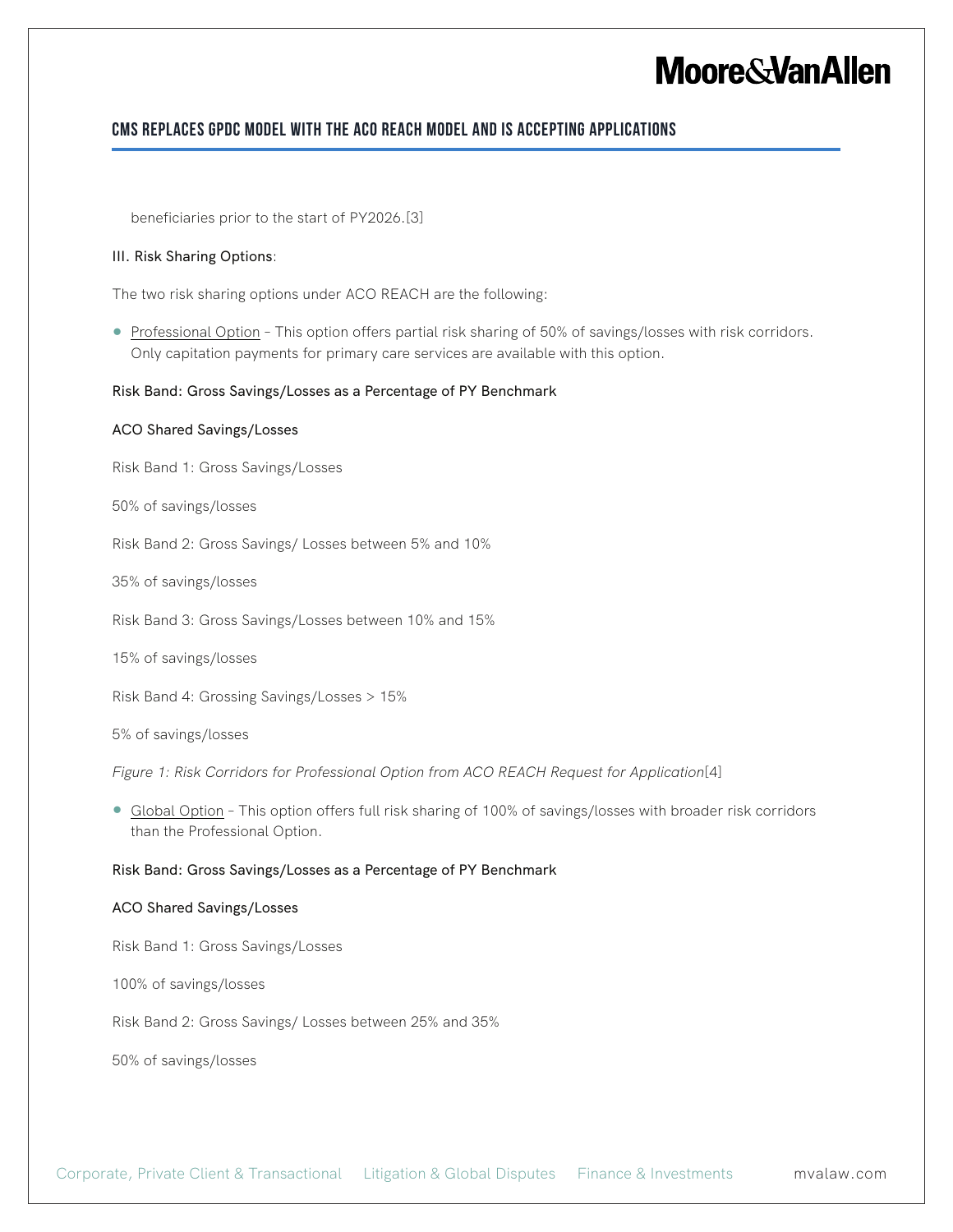beneficiaries prior to the start of PY2026.[3]

III. Risk Sharing Options:

The two risk sharing options under ACO REACH are the following:

- Professional Option – This option offers partial risk sharing of 50% of savings/losses with risk corridors. Only capitation payments for primary care services are available with this option.

| Risk Band: Gross Savings/Losses as a Percentage of PY Benchmark | ACO Shared Savings/Losses |
| --- | --- |
| Risk Band 1: Gross Savings/Losses | 50% of savings/losses |
| Risk Band 2: Gross Savings/ Losses between 5% and 10% | 35% of savings/losses |
| Risk Band 3: Gross Savings/Losses between 10% and 15% | 15% of savings/losses |
| Risk Band 4: Grossing Savings/Losses > 15% | 5% of savings/losses |

*Figure 1: Risk Corridors for Professional Option from ACO REACH Request for Application*[4]

- Global Option – This option offers full risk sharing of 100% of savings/losses with broader risk corridors than the Professional Option.

| Risk Band: Gross Savings/Losses as a Percentage of PY Benchmark | ACO Shared Savings/Losses |
| --- | --- |
| Risk Band 1: Gross Savings/Losses | 100% of savings/losses |
| Risk Band 2: Gross Savings/ Losses between 25% and 35% | 50% of savings/losses |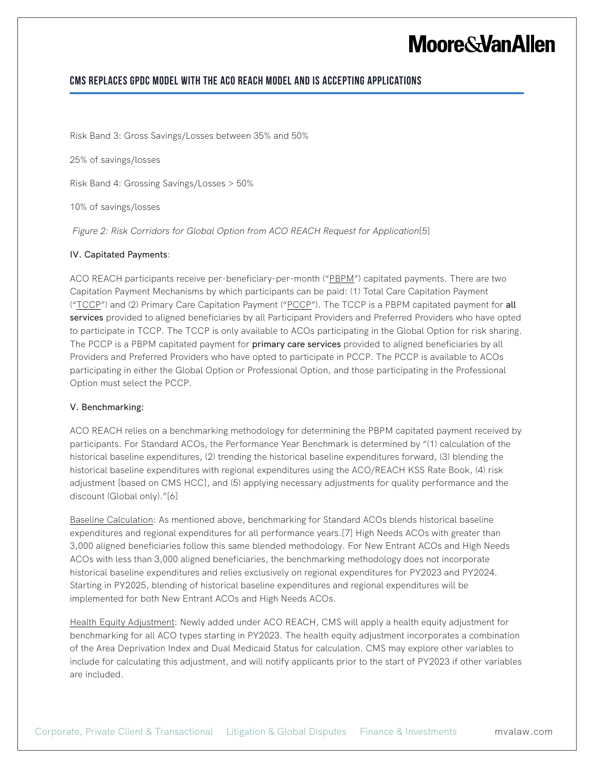Risk Band 3: Gross Savings/Losses between 35% and 50%

25% of savings/losses

Risk Band 4: Grossing Savings/Losses > 50%

10% of savings/losses

*Figure 2: Risk Corridors for Global Option from ACO REACH Request for Application*[5]

IV. Capitated Payments:

ACO REACH participants receive per-beneficiary-per-month ("PBPM") capitated payments. There are two Capitation Payment Mechanisms by which participants can be paid: (1) Total Care Capitation Payment ("TCCP") and (2) Primary Care Capitation Payment ("PCCP"). The TCCP is a PBPM capitated payment for **all services** provided to aligned beneficiaries by all Participant Providers and Preferred Providers who have opted to participate in TCCP. The TCCP is only available to ACOs participating in the Global Option for risk sharing. The PCCP is a PBPM capitated payment for **primary care services** provided to aligned beneficiaries by all Providers and Preferred Providers who have opted to participate in PCCP. The PCCP is available to ACOs participating in either the Global Option or Professional Option, and those participating in the Professional Option must select the PCCP.

V. Benchmarking:

ACO REACH relies on a benchmarking methodology for determining the PBPM capitated payment received by participants. For Standard ACOs, the Performance Year Benchmark is determined by "(1) calculation of the historical baseline expenditures, (2) trending the historical baseline expenditures forward, (3) blending the historical baseline expenditures with regional expenditures using the ACO/REACH KSS Rate Book, (4) risk adjustment [based on CMS HCC], and (5) applying necessary adjustments for quality performance and the discount (Global only)."[6]

Baseline Calculation: As mentioned above, benchmarking for Standard ACOs blends historical baseline expenditures and regional expenditures for all performance years.[7] High Needs ACOs with greater than 3,000 aligned beneficiaries follow this same blended methodology. For New Entrant ACOs and High Needs ACOs with less than 3,000 aligned beneficiaries, the benchmarking methodology does not incorporate historical baseline expenditures and relies exclusively on regional expenditures for PY2023 and PY2024. Starting in PY2025, blending of historical baseline expenditures and regional expenditures will be implemented for both New Entrant ACOs and High Needs ACOs.

Health Equity Adjustment: Newly added under ACO REACH, CMS will apply a health equity adjustment for benchmarking for all ACO types starting in PY2023. The health equity adjustment incorporates a combination of the Area Deprivation Index and Dual Medicaid Status for calculation. CMS may explore other variables to include for calculating this adjustment, and will notify applicants prior to the start of PY2023 if other variables are included.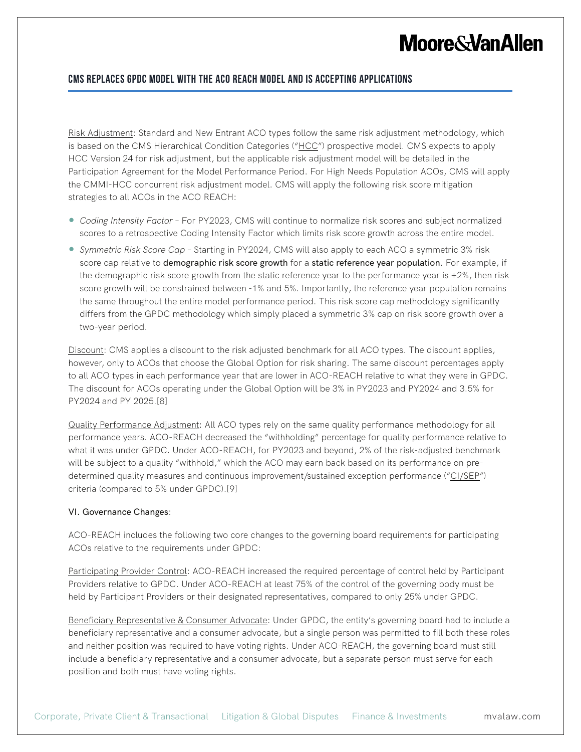Risk Adjustment: Standard and New Entrant ACO types follow the same risk adjustment methodology, which is based on the CMS Hierarchical Condition Categories ("HCC") prospective model. CMS expects to apply HCC Version 24 for risk adjustment, but the applicable risk adjustment model will be detailed in the Participation Agreement for the Model Performance Period. For High Needs Population ACOs, CMS will apply the CMMI-HCC concurrent risk adjustment model. CMS will apply the following risk score mitigation strategies to all ACOs in the ACO REACH:

- *Coding Intensity Factor* – For PY2023, CMS will continue to normalize risk scores and subject normalized scores to a retrospective Coding Intensity Factor which limits risk score growth across the entire model.
- *Symmetric Risk Score Cap* – Starting in PY2024, CMS will also apply to each ACO a symmetric 3% risk score cap relative to **demographic risk score growth** for a **static reference year population**. For example, if the demographic risk score growth from the static reference year to the performance year is +2%, then risk score growth will be constrained between -1% and 5%. Importantly, the reference year population remains the same throughout the entire model performance period. This risk score cap methodology significantly differs from the GPDC methodology which simply placed a symmetric 3% cap on risk score growth over a two-year period.

Discount: CMS applies a discount to the risk adjusted benchmark for all ACO types. The discount applies, however, only to ACOs that choose the Global Option for risk sharing. The same discount percentages apply to all ACO types in each performance year that are lower in ACO-REACH relative to what they were in GPDC. The discount for ACOs operating under the Global Option will be 3% in PY2023 and PY2024 and 3.5% for PY2024 and PY 2025.[8]

Quality Performance Adjustment: All ACO types rely on the same quality performance methodology for all performance years. ACO-REACH decreased the "withholding" percentage for quality performance relative to what it was under GPDC. Under ACO-REACH, for PY2023 and beyond, 2% of the risk-adjusted benchmark will be subject to a quality "withhold," which the ACO may earn back based on its performance on pre-determined quality measures and continuous improvement/sustained exception performance ("CI/SEP") criteria (compared to 5% under GPDC).[9]

### VI. Governance Changes:

ACO-REACH includes the following two core changes to the governing board requirements for participating ACOs relative to the requirements under GPDC:

Participating Provider Control: ACO-REACH increased the required percentage of control held by Participant Providers relative to GPDC. Under ACO-REACH at least 75% of the control of the governing body must be held by Participant Providers or their designated representatives, compared to only 25% under GPDC.

Beneficiary Representative & Consumer Advocate: Under GPDC, the entity's governing board had to include a beneficiary representative and a consumer advocate, but a single person was permitted to fill both these roles and neither position was required to have voting rights. Under ACO-REACH, the governing board must still include a beneficiary representative and a consumer advocate, but a separate person must serve for each position and both must have voting rights.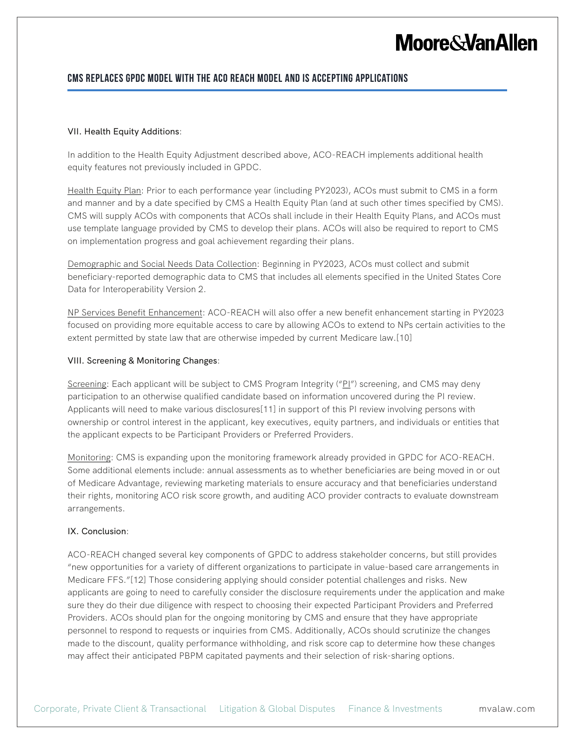### VII. Health Equity Additions:

In addition to the Health Equity Adjustment described above, ACO-REACH implements additional health equity features not previously included in GPDC.

Health Equity Plan: Prior to each performance year (including PY2023), ACOs must submit to CMS in a form and manner and by a date specified by CMS a Health Equity Plan (and at such other times specified by CMS). CMS will supply ACOs with components that ACOs shall include in their Health Equity Plans, and ACOs must use template language provided by CMS to develop their plans. ACOs will also be required to report to CMS on implementation progress and goal achievement regarding their plans.

Demographic and Social Needs Data Collection: Beginning in PY2023, ACOs must collect and submit beneficiary-reported demographic data to CMS that includes all elements specified in the United States Core Data for Interoperability Version 2.

NP Services Benefit Enhancement: ACO-REACH will also offer a new benefit enhancement starting in PY2023 focused on providing more equitable access to care by allowing ACOs to extend to NPs certain activities to the extent permitted by state law that are otherwise impeded by current Medicare law.[10]

### VIII. Screening & Monitoring Changes:

Screening: Each applicant will be subject to CMS Program Integrity ("PI") screening, and CMS may deny participation to an otherwise qualified candidate based on information uncovered during the PI review. Applicants will need to make various disclosures[11] in support of this PI review involving persons with ownership or control interest in the applicant, key executives, equity partners, and individuals or entities that the applicant expects to be Participant Providers or Preferred Providers.

Monitoring: CMS is expanding upon the monitoring framework already provided in GPDC for ACO-REACH. Some additional elements include: annual assessments as to whether beneficiaries are being moved in or out of Medicare Advantage, reviewing marketing materials to ensure accuracy and that beneficiaries understand their rights, monitoring ACO risk score growth, and auditing ACO provider contracts to evaluate downstream arrangements.

### IX. Conclusion:

ACO-REACH changed several key components of GPDC to address stakeholder concerns, but still provides "new opportunities for a variety of different organizations to participate in value-based care arrangements in Medicare FFS."[12] Those considering applying should consider potential challenges and risks. New applicants are going to need to carefully consider the disclosure requirements under the application and make sure they do their due diligence with respect to choosing their expected Participant Providers and Preferred Providers. ACOs should plan for the ongoing monitoring by CMS and ensure that they have appropriate personnel to respond to requests or inquiries from CMS. Additionally, ACOs should scrutinize the changes made to the discount, quality performance withholding, and risk score cap to determine how these changes may affect their anticipated PBPM capitated payments and their selection of risk-sharing options.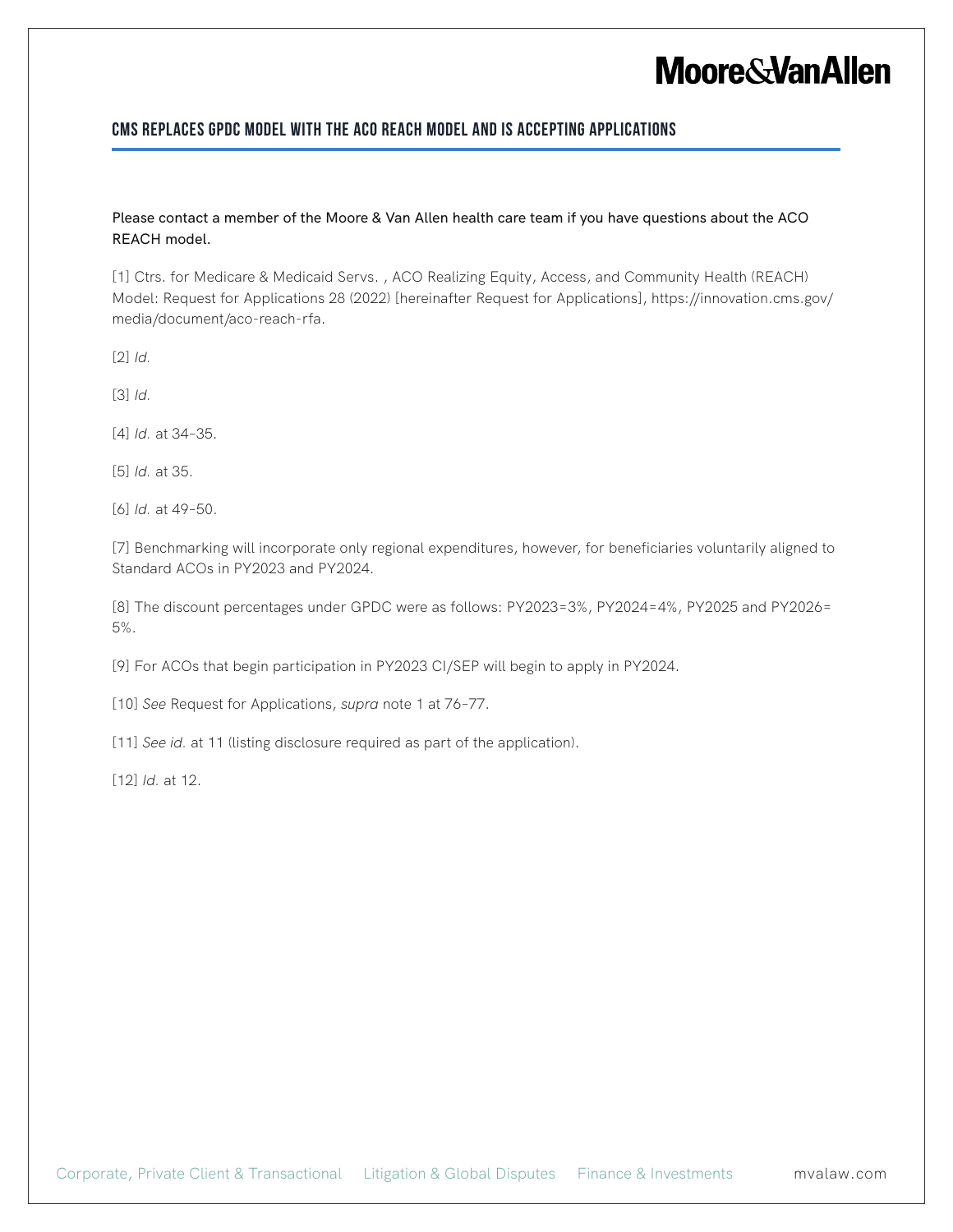Please contact a member of the Moore & Van Allen health care team if you have questions about the ACO REACH model.

[1] Ctrs. for Medicare & Medicaid Servs. , ACO Realizing Equity, Access, and Community Health (REACH) Model: Request for Applications 28 (2022) [hereinafter Request for Applications], https://innovation.cms.gov/media/document/aco-reach-rfa.

[2] *Id.*

[3] *Id.*

[4] *Id.* at 34-35.

[5] *Id.* at 35.

[6] *Id.* at 49-50.

[7] Benchmarking will incorporate only regional expenditures, however, for beneficiaries voluntarily aligned to Standard ACOs in PY2023 and PY2024.

[8] The discount percentages under GPDC were as follows: PY2023=3%, PY2024=4%, PY2025 and PY2026= 5%.

[9] For ACOs that begin participation in PY2023 CI/SEP will begin to apply in PY2024.

[10] *See* Request for Applications, *supra* note 1 at 76-77.

[11] *See id.* at 11 (listing disclosure required as part of the application).

[12] *Id.* at 12.